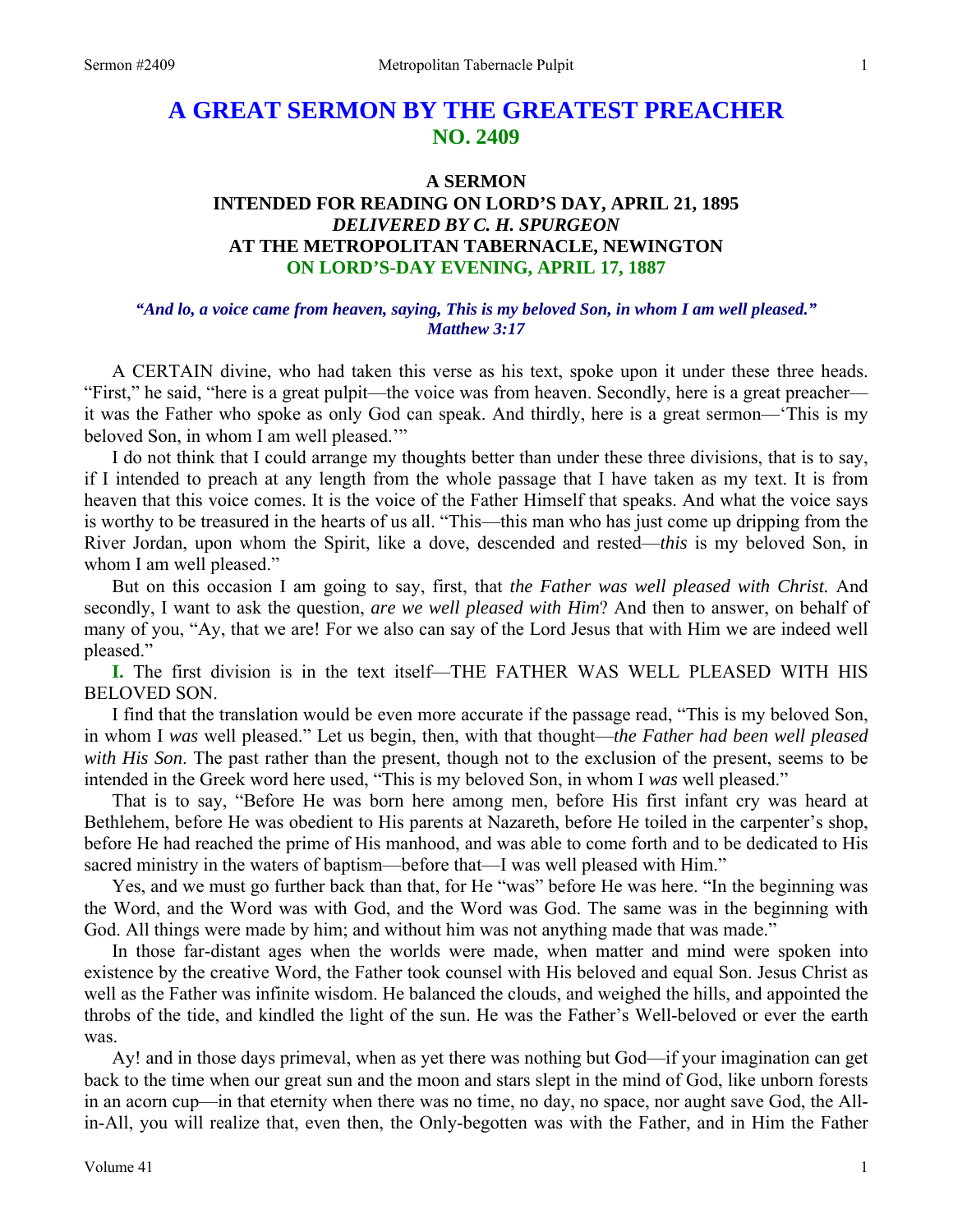# A GREAT SERMON BY THE GREATEST PREACHER
## NO. 2409

### A SERMON
### INTENDED FOR READING ON LORD'S DAY, APRIL 21, 1895
### *DELIVERED BY C. H. SPURGEON*
### AT THE METROPOLITAN TABERNACLE, NEWINGTON
### ON LORD'S-DAY EVENING, APRIL 17, 1887

*"And lo, a voice came from heaven, saying, This is my beloved Son, in whom I am well pleased." Matthew 3:17*

A CERTAIN divine, who had taken this verse as his text, spoke upon it under these three heads. "First," he said, "here is a great pulpit—the voice was from heaven. Secondly, here is a great preacher—it was the Father who spoke as only God can speak. And thirdly, here is a great sermon—'This is my beloved Son, in whom I am well pleased.'"

I do not think that I could arrange my thoughts better than under these three divisions, that is to say, if I intended to preach at any length from the whole passage that I have taken as my text. It is from heaven that this voice comes. It is the voice of the Father Himself that speaks. And what the voice says is worthy to be treasured in the hearts of us all. "This—this man who has just come up dripping from the River Jordan, upon whom the Spirit, like a dove, descended and rested—*this* is my beloved Son, in whom I am well pleased."

But on this occasion I am going to say, first, that *the Father was well pleased with Christ.* And secondly, I want to ask the question, *are we well pleased with Him*? And then to answer, on behalf of many of you, "Ay, that we are! For we also can say of the Lord Jesus that with Him we are indeed well pleased."

**I.** The first division is in the text itself—THE FATHER WAS WELL PLEASED WITH HIS BELOVED SON.

I find that the translation would be even more accurate if the passage read, "This is my beloved Son, in whom I *was* well pleased." Let us begin, then, with that thought—*the Father had been well pleased with His Son.* The past rather than the present, though not to the exclusion of the present, seems to be intended in the Greek word here used, "This is my beloved Son, in whom I *was* well pleased."

That is to say, "Before He was born here among men, before His first infant cry was heard at Bethlehem, before He was obedient to His parents at Nazareth, before He toiled in the carpenter's shop, before He had reached the prime of His manhood, and was able to come forth and to be dedicated to His sacred ministry in the waters of baptism—before that—I was well pleased with Him."

Yes, and we must go further back than that, for He "was" before He was here. "In the beginning was the Word, and the Word was with God, and the Word was God. The same was in the beginning with God. All things were made by him; and without him was not anything made that was made."

In those far-distant ages when the worlds were made, when matter and mind were spoken into existence by the creative Word, the Father took counsel with His beloved and equal Son. Jesus Christ as well as the Father was infinite wisdom. He balanced the clouds, and weighed the hills, and appointed the throbs of the tide, and kindled the light of the sun. He was the Father's Well-beloved or ever the earth was.

Ay! and in those days primeval, when as yet there was nothing but God—if your imagination can get back to the time when our great sun and the moon and stars slept in the mind of God, like unborn forests in an acorn cup—in that eternity when there was no time, no day, no space, nor aught save God, the All-in-All, you will realize that, even then, the Only-begotten was with the Father, and in Him the Father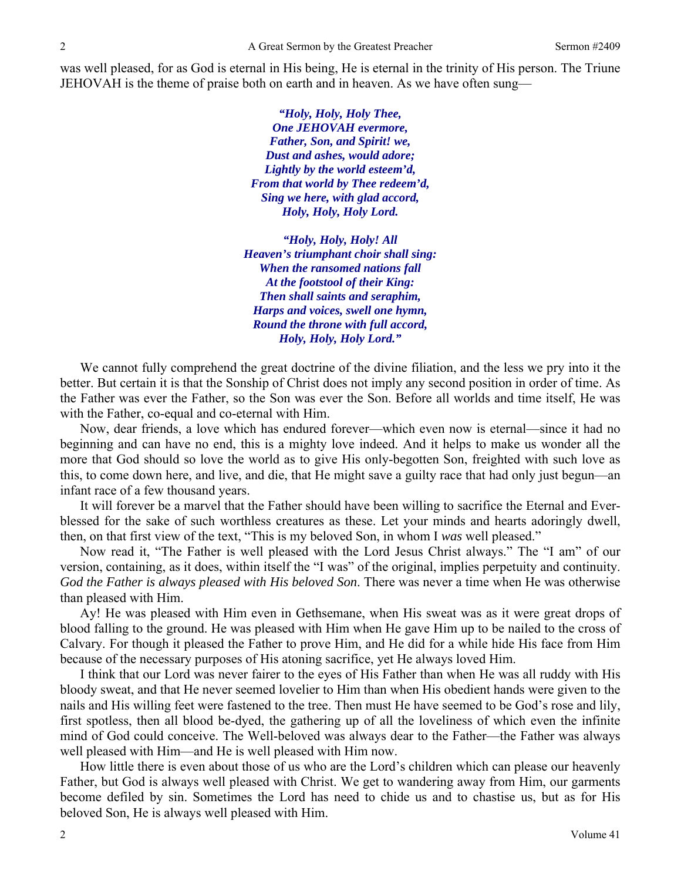was well pleased, for as God is eternal in His being, He is eternal in the trinity of His person. The Triune JEHOVAH is the theme of praise both on earth and in heaven. As we have often sung—

> ***"Holy, Holy, Holy Thee,***
> ***One JEHOVAH evermore,***
> ***Father, Son, and Spirit! we,***
> ***Dust and ashes, would adore;***
> ***Lightly by the world esteem'd,***
> ***From that world by Thee redeem'd,***
> ***Sing we here, with glad accord,***
> ***Holy, Holy, Holy Lord.***
>
> ***"Holy, Holy, Holy! All***
> ***Heaven's triumphant choir shall sing:***
> ***When the ransomed nations fall***
> ***At the footstool of their King:***
> ***Then shall saints and seraphim,***
> ***Harps and voices, swell one hymn,***
> ***Round the throne with full accord,***
> ***Holy, Holy, Holy Lord."***

We cannot fully comprehend the great doctrine of the divine filiation, and the less we pry into it the better. But certain it is that the Sonship of Christ does not imply any second position in order of time. As the Father was ever the Father, so the Son was ever the Son. Before all worlds and time itself, He was with the Father, co-equal and co-eternal with Him.

Now, dear friends, a love which has endured forever—which even now is eternal—since it had no beginning and can have no end, this is a mighty love indeed. And it helps to make us wonder all the more that God should so love the world as to give His only-begotten Son, freighted with such love as this, to come down here, and live, and die, that He might save a guilty race that had only just begun—an infant race of a few thousand years.

It will forever be a marvel that the Father should have been willing to sacrifice the Eternal and Ever-blessed for the sake of such worthless creatures as these. Let your minds and hearts adoringly dwell, then, on that first view of the text, "This is my beloved Son, in whom I *was* well pleased."

Now read it, "The Father is well pleased with the Lord Jesus Christ always." The "I am" of our version, containing, as it does, within itself the "I was" of the original, implies perpetuity and continuity. *God the Father is always pleased with His beloved Son*. There was never a time when He was otherwise than pleased with Him.

Ay! He was pleased with Him even in Gethsemane, when His sweat was as it were great drops of blood falling to the ground. He was pleased with Him when He gave Him up to be nailed to the cross of Calvary. For though it pleased the Father to prove Him, and He did for a while hide His face from Him because of the necessary purposes of His atoning sacrifice, yet He always loved Him.

I think that our Lord was never fairer to the eyes of His Father than when He was all ruddy with His bloody sweat, and that He never seemed lovelier to Him than when His obedient hands were given to the nails and His willing feet were fastened to the tree. Then must He have seemed to be God's rose and lily, first spotless, then all blood be-dyed, the gathering up of all the loveliness of which even the infinite mind of God could conceive. The Well-beloved was always dear to the Father—the Father was always well pleased with Him—and He is well pleased with Him now.

How little there is even about those of us who are the Lord's children which can please our heavenly Father, but God is always well pleased with Christ. We get to wandering away from Him, our garments become defiled by sin. Sometimes the Lord has need to chide us and to chastise us, but as for His beloved Son, He is always well pleased with Him.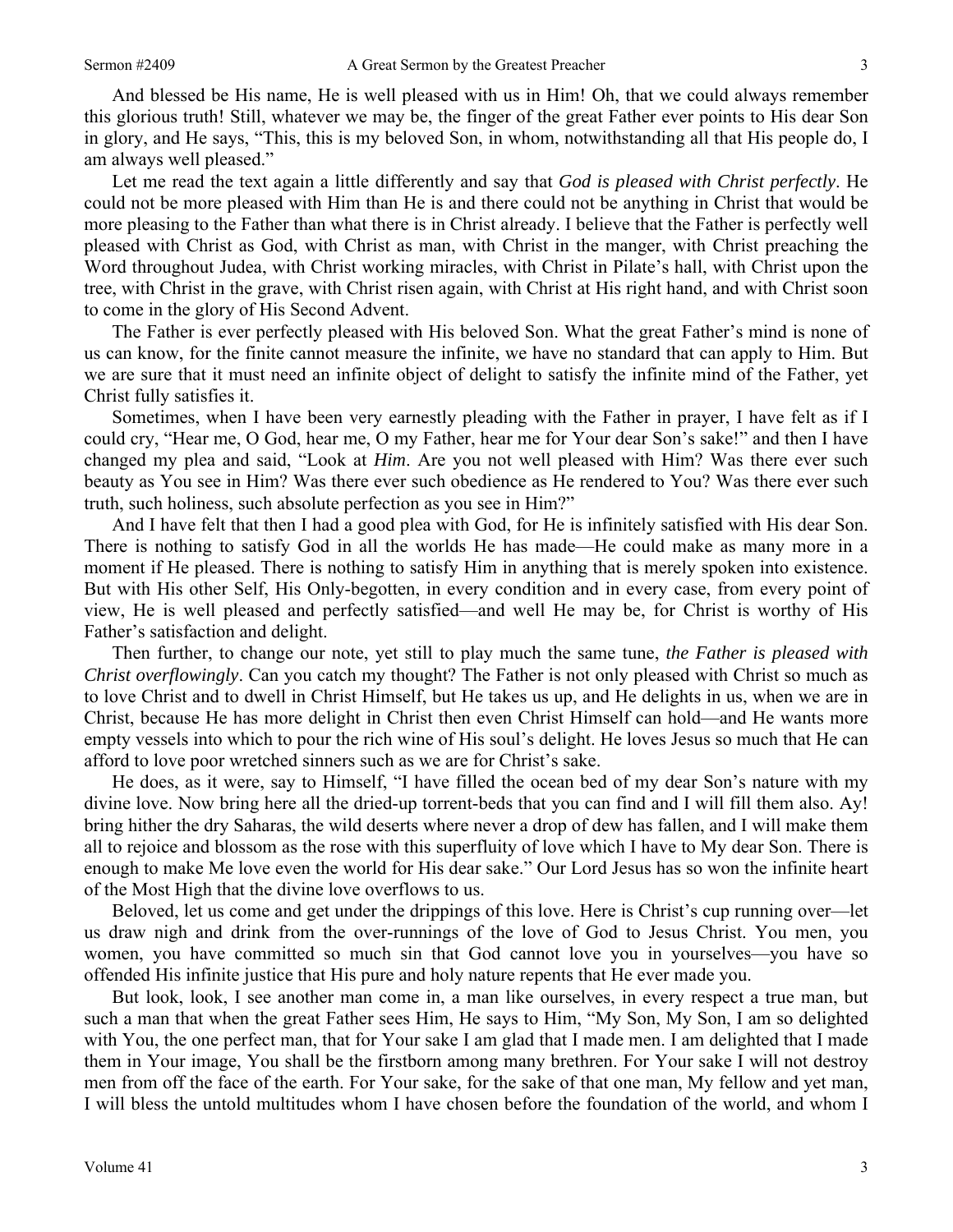And blessed be His name, He is well pleased with us in Him! Oh, that we could always remember this glorious truth! Still, whatever we may be, the finger of the great Father ever points to His dear Son in glory, and He says, "This, this is my beloved Son, in whom, notwithstanding all that His people do, I am always well pleased."

Let me read the text again a little differently and say that *God is pleased with Christ perfectly*. He could not be more pleased with Him than He is and there could not be anything in Christ that would be more pleasing to the Father than what there is in Christ already. I believe that the Father is perfectly well pleased with Christ as God, with Christ as man, with Christ in the manger, with Christ preaching the Word throughout Judea, with Christ working miracles, with Christ in Pilate's hall, with Christ upon the tree, with Christ in the grave, with Christ risen again, with Christ at His right hand, and with Christ soon to come in the glory of His Second Advent.

The Father is ever perfectly pleased with His beloved Son. What the great Father's mind is none of us can know, for the finite cannot measure the infinite, we have no standard that can apply to Him. But we are sure that it must need an infinite object of delight to satisfy the infinite mind of the Father, yet Christ fully satisfies it.

Sometimes, when I have been very earnestly pleading with the Father in prayer, I have felt as if I could cry, "Hear me, O God, hear me, O my Father, hear me for Your dear Son's sake!" and then I have changed my plea and said, "Look at *Him*. Are you not well pleased with Him? Was there ever such beauty as You see in Him? Was there ever such obedience as He rendered to You? Was there ever such truth, such holiness, such absolute perfection as you see in Him?"

And I have felt that then I had a good plea with God, for He is infinitely satisfied with His dear Son. There is nothing to satisfy God in all the worlds He has made—He could make as many more in a moment if He pleased. There is nothing to satisfy Him in anything that is merely spoken into existence. But with His other Self, His Only-begotten, in every condition and in every case, from every point of view, He is well pleased and perfectly satisfied—and well He may be, for Christ is worthy of His Father's satisfaction and delight.

Then further, to change our note, yet still to play much the same tune, *the Father is pleased with Christ overflowingly*. Can you catch my thought? The Father is not only pleased with Christ so much as to love Christ and to dwell in Christ Himself, but He takes us up, and He delights in us, when we are in Christ, because He has more delight in Christ then even Christ Himself can hold—and He wants more empty vessels into which to pour the rich wine of His soul's delight. He loves Jesus so much that He can afford to love poor wretched sinners such as we are for Christ's sake.

He does, as it were, say to Himself, "I have filled the ocean bed of my dear Son's nature with my divine love. Now bring here all the dried-up torrent-beds that you can find and I will fill them also. Ay! bring hither the dry Saharas, the wild deserts where never a drop of dew has fallen, and I will make them all to rejoice and blossom as the rose with this superfluity of love which I have to My dear Son. There is enough to make Me love even the world for His dear sake." Our Lord Jesus has so won the infinite heart of the Most High that the divine love overflows to us.

Beloved, let us come and get under the drippings of this love. Here is Christ's cup running over—let us draw nigh and drink from the over-runnings of the love of God to Jesus Christ. You men, you women, you have committed so much sin that God cannot love you in yourselves—you have so offended His infinite justice that His pure and holy nature repents that He ever made you.

But look, look, I see another man come in, a man like ourselves, in every respect a true man, but such a man that when the great Father sees Him, He says to Him, "My Son, My Son, I am so delighted with You, the one perfect man, that for Your sake I am glad that I made men. I am delighted that I made them in Your image, You shall be the firstborn among many brethren. For Your sake I will not destroy men from off the face of the earth. For Your sake, for the sake of that one man, My fellow and yet man, I will bless the untold multitudes whom I have chosen before the foundation of the world, and whom I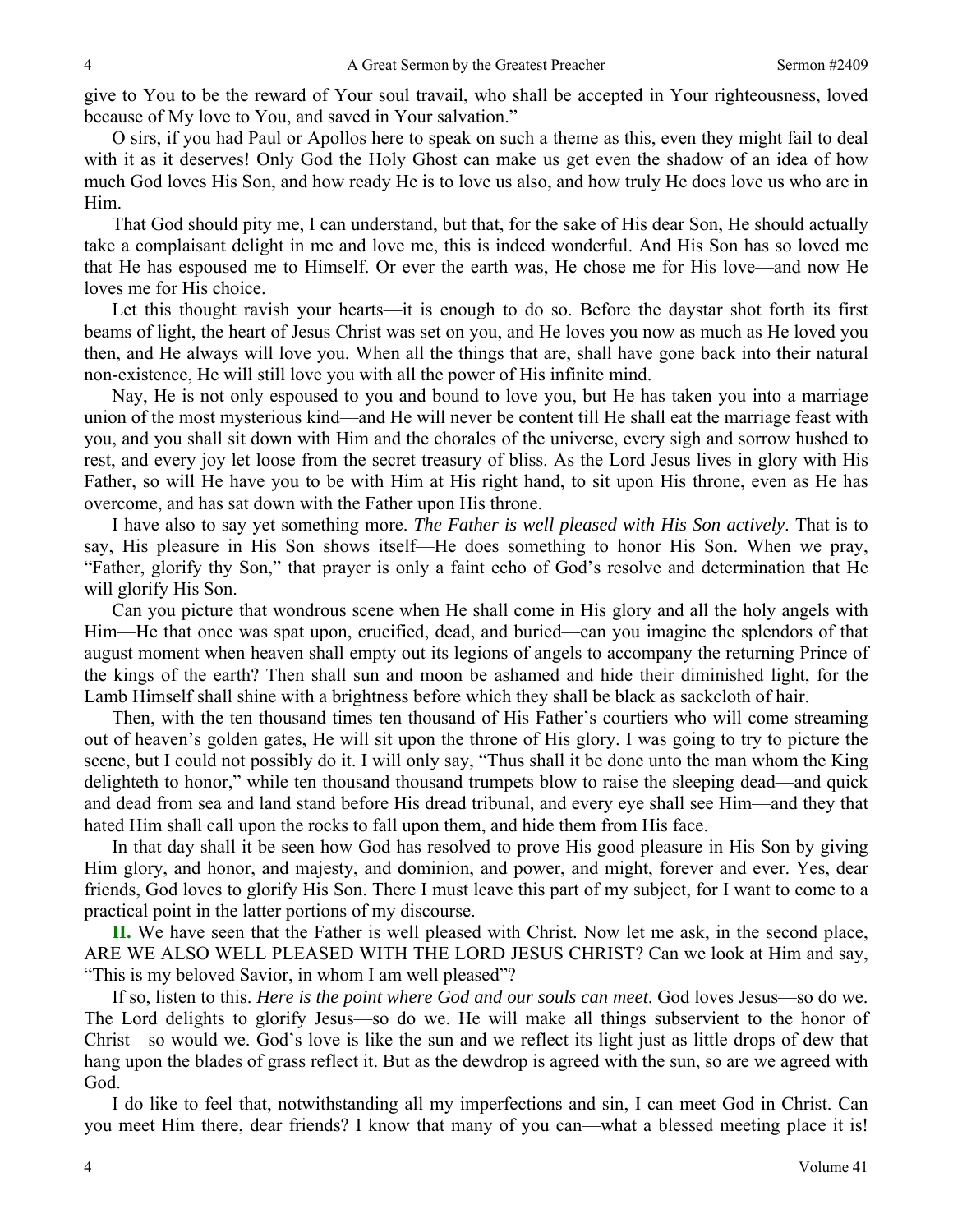give to You to be the reward of Your soul travail, who shall be accepted in Your righteousness, loved because of My love to You, and saved in Your salvation."

O sirs, if you had Paul or Apollos here to speak on such a theme as this, even they might fail to deal with it as it deserves! Only God the Holy Ghost can make us get even the shadow of an idea of how much God loves His Son, and how ready He is to love us also, and how truly He does love us who are in Him.

That God should pity me, I can understand, but that, for the sake of His dear Son, He should actually take a complaisant delight in me and love me, this is indeed wonderful. And His Son has so loved me that He has espoused me to Himself. Or ever the earth was, He chose me for His love—and now He loves me for His choice.

Let this thought ravish your hearts—it is enough to do so. Before the daystar shot forth its first beams of light, the heart of Jesus Christ was set on you, and He loves you now as much as He loved you then, and He always will love you. When all the things that are, shall have gone back into their natural non-existence, He will still love you with all the power of His infinite mind.

Nay, He is not only espoused to you and bound to love you, but He has taken you into a marriage union of the most mysterious kind—and He will never be content till He shall eat the marriage feast with you, and you shall sit down with Him and the chorales of the universe, every sigh and sorrow hushed to rest, and every joy let loose from the secret treasury of bliss. As the Lord Jesus lives in glory with His Father, so will He have you to be with Him at His right hand, to sit upon His throne, even as He has overcome, and has sat down with the Father upon His throne.

I have also to say yet something more. *The Father is well pleased with His Son actively*. That is to say, His pleasure in His Son shows itself—He does something to honor His Son. When we pray, "Father, glorify thy Son," that prayer is only a faint echo of God's resolve and determination that He will glorify His Son.

Can you picture that wondrous scene when He shall come in His glory and all the holy angels with Him—He that once was spat upon, crucified, dead, and buried—can you imagine the splendors of that august moment when heaven shall empty out its legions of angels to accompany the returning Prince of the kings of the earth? Then shall sun and moon be ashamed and hide their diminished light, for the Lamb Himself shall shine with a brightness before which they shall be black as sackcloth of hair.

Then, with the ten thousand times ten thousand of His Father's courtiers who will come streaming out of heaven's golden gates, He will sit upon the throne of His glory. I was going to try to picture the scene, but I could not possibly do it. I will only say, "Thus shall it be done unto the man whom the King delighteth to honor," while ten thousand thousand trumpets blow to raise the sleeping dead—and quick and dead from sea and land stand before His dread tribunal, and every eye shall see Him—and they that hated Him shall call upon the rocks to fall upon them, and hide them from His face.

In that day shall it be seen how God has resolved to prove His good pleasure in His Son by giving Him glory, and honor, and majesty, and dominion, and power, and might, forever and ever. Yes, dear friends, God loves to glorify His Son. There I must leave this part of my subject, for I want to come to a practical point in the latter portions of my discourse.

**II.** We have seen that the Father is well pleased with Christ. Now let me ask, in the second place, ARE WE ALSO WELL PLEASED WITH THE LORD JESUS CHRIST? Can we look at Him and say, "This is my beloved Savior, in whom I am well pleased"?

If so, listen to this. *Here is the point where God and our souls can meet*. God loves Jesus—so do we. The Lord delights to glorify Jesus—so do we. He will make all things subservient to the honor of Christ—so would we. God's love is like the sun and we reflect its light just as little drops of dew that hang upon the blades of grass reflect it. But as the dewdrop is agreed with the sun, so are we agreed with God.

I do like to feel that, notwithstanding all my imperfections and sin, I can meet God in Christ. Can you meet Him there, dear friends? I know that many of you can—what a blessed meeting place it is!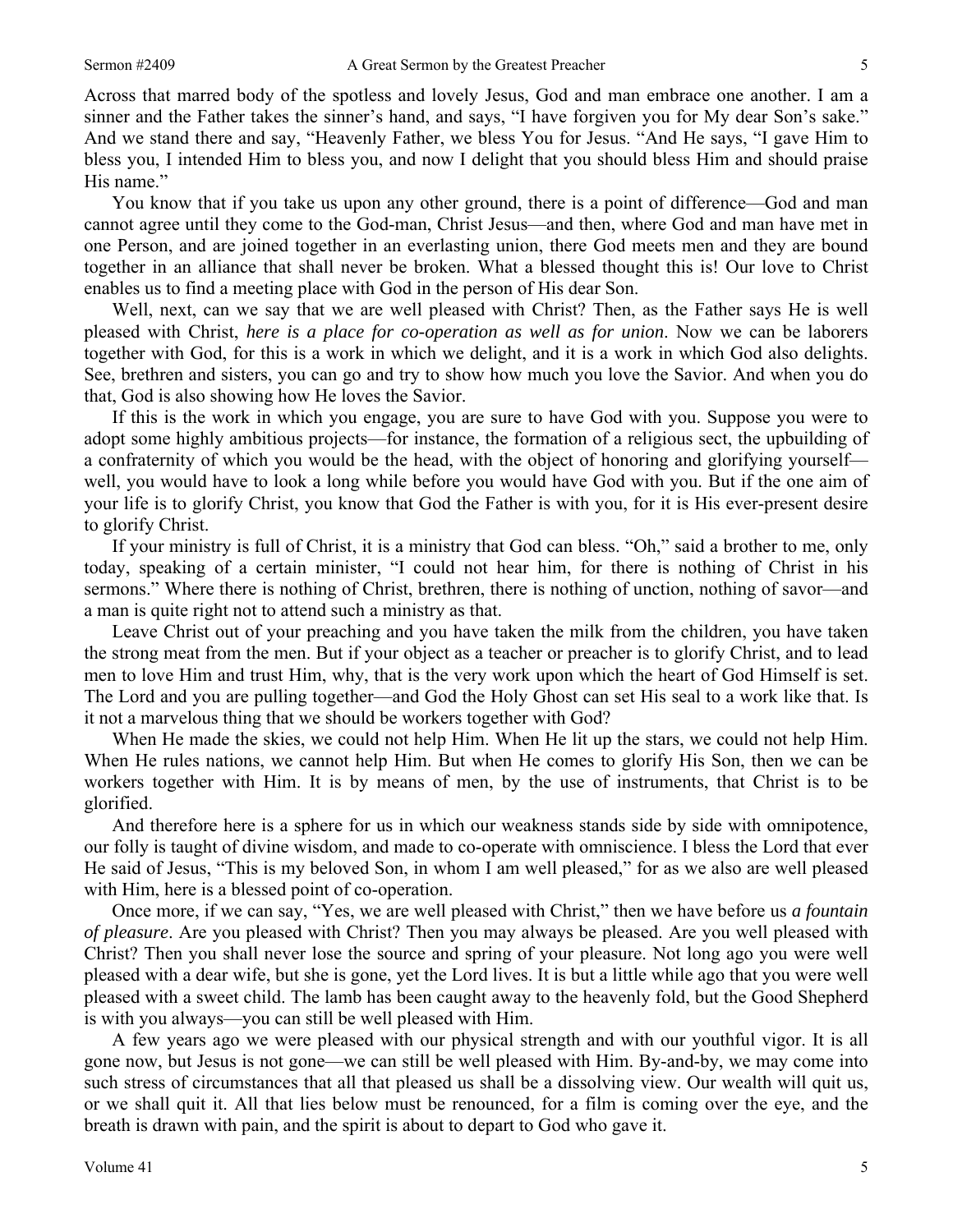Across that marred body of the spotless and lovely Jesus, God and man embrace one another. I am a sinner and the Father takes the sinner's hand, and says, "I have forgiven you for My dear Son's sake." And we stand there and say, "Heavenly Father, we bless You for Jesus. "And He says, "I gave Him to bless you, I intended Him to bless you, and now I delight that you should bless Him and should praise His name."

You know that if you take us upon any other ground, there is a point of difference—God and man cannot agree until they come to the God-man, Christ Jesus—and then, where God and man have met in one Person, and are joined together in an everlasting union, there God meets men and they are bound together in an alliance that shall never be broken. What a blessed thought this is! Our love to Christ enables us to find a meeting place with God in the person of His dear Son.

Well, next, can we say that we are well pleased with Christ? Then, as the Father says He is well pleased with Christ, *here is a place for co-operation as well as for union*. Now we can be laborers together with God, for this is a work in which we delight, and it is a work in which God also delights. See, brethren and sisters, you can go and try to show how much you love the Savior. And when you do that, God is also showing how He loves the Savior.

If this is the work in which you engage, you are sure to have God with you. Suppose you were to adopt some highly ambitious projects—for instance, the formation of a religious sect, the upbuilding of a confraternity of which you would be the head, with the object of honoring and glorifying yourself—well, you would have to look a long while before you would have God with you. But if the one aim of your life is to glorify Christ, you know that God the Father is with you, for it is His ever-present desire to glorify Christ.

If your ministry is full of Christ, it is a ministry that God can bless. "Oh," said a brother to me, only today, speaking of a certain minister, "I could not hear him, for there is nothing of Christ in his sermons." Where there is nothing of Christ, brethren, there is nothing of unction, nothing of savor—and a man is quite right not to attend such a ministry as that.

Leave Christ out of your preaching and you have taken the milk from the children, you have taken the strong meat from the men. But if your object as a teacher or preacher is to glorify Christ, and to lead men to love Him and trust Him, why, that is the very work upon which the heart of God Himself is set. The Lord and you are pulling together—and God the Holy Ghost can set His seal to a work like that. Is it not a marvelous thing that we should be workers together with God?

When He made the skies, we could not help Him. When He lit up the stars, we could not help Him. When He rules nations, we cannot help Him. But when He comes to glorify His Son, then we can be workers together with Him. It is by means of men, by the use of instruments, that Christ is to be glorified.

And therefore here is a sphere for us in which our weakness stands side by side with omnipotence, our folly is taught of divine wisdom, and made to co-operate with omniscience. I bless the Lord that ever He said of Jesus, "This is my beloved Son, in whom I am well pleased," for as we also are well pleased with Him, here is a blessed point of co-operation.

Once more, if we can say, "Yes, we are well pleased with Christ," then we have before us *a fountain of pleasure*. Are you pleased with Christ? Then you may always be pleased. Are you well pleased with Christ? Then you shall never lose the source and spring of your pleasure. Not long ago you were well pleased with a dear wife, but she is gone, yet the Lord lives. It is but a little while ago that you were well pleased with a sweet child. The lamb has been caught away to the heavenly fold, but the Good Shepherd is with you always—you can still be well pleased with Him.

A few years ago we were pleased with our physical strength and with our youthful vigor. It is all gone now, but Jesus is not gone—we can still be well pleased with Him. By-and-by, we may come into such stress of circumstances that all that pleased us shall be a dissolving view. Our wealth will quit us, or we shall quit it. All that lies below must be renounced, for a film is coming over the eye, and the breath is drawn with pain, and the spirit is about to depart to God who gave it.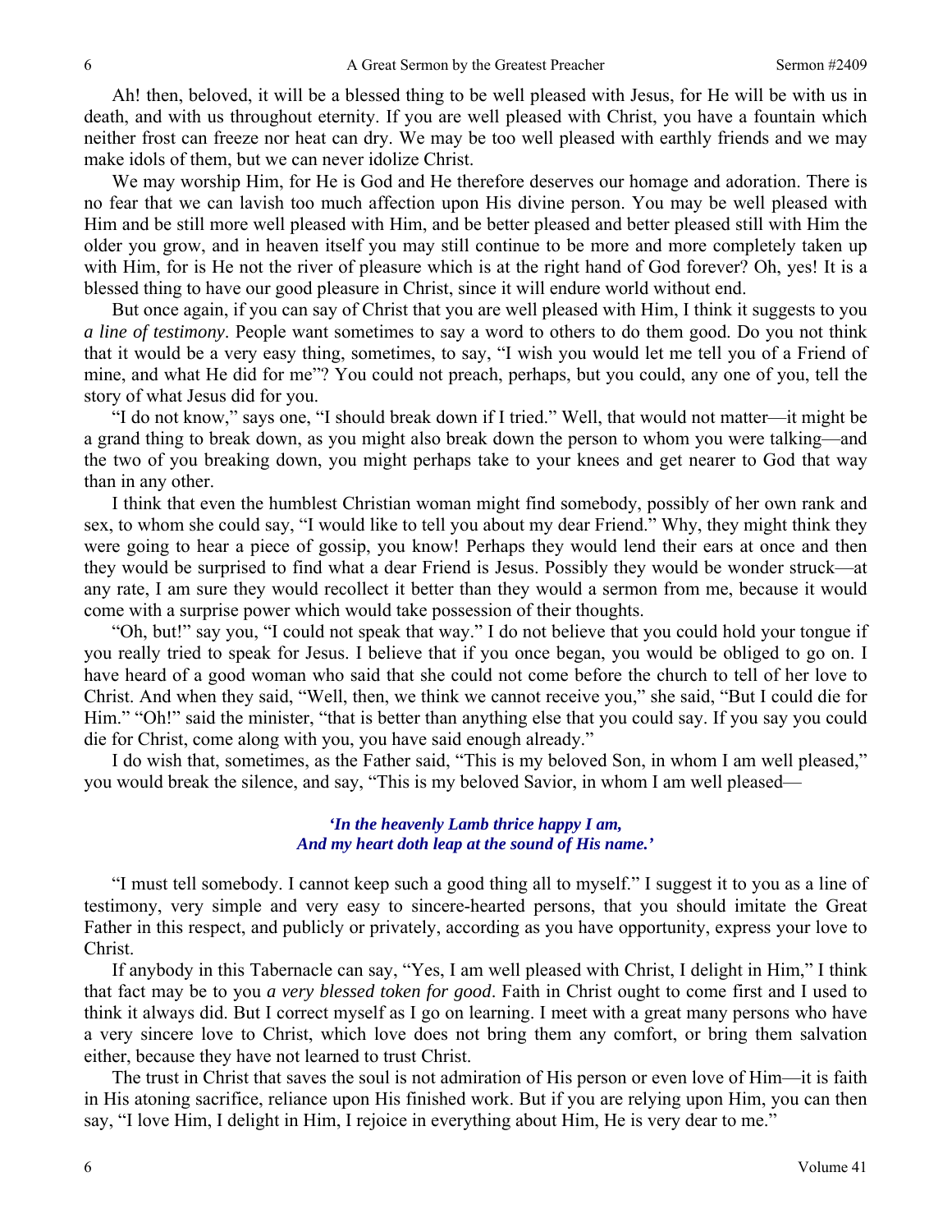Ah! then, beloved, it will be a blessed thing to be well pleased with Jesus, for He will be with us in death, and with us throughout eternity. If you are well pleased with Christ, you have a fountain which neither frost can freeze nor heat can dry. We may be too well pleased with earthly friends and we may make idols of them, but we can never idolize Christ.

We may worship Him, for He is God and He therefore deserves our homage and adoration. There is no fear that we can lavish too much affection upon His divine person. You may be well pleased with Him and be still more well pleased with Him, and be better pleased and better pleased still with Him the older you grow, and in heaven itself you may still continue to be more and more completely taken up with Him, for is He not the river of pleasure which is at the right hand of God forever? Oh, yes! It is a blessed thing to have our good pleasure in Christ, since it will endure world without end.

But once again, if you can say of Christ that you are well pleased with Him, I think it suggests to you *a line of testimony*. People want sometimes to say a word to others to do them good. Do you not think that it would be a very easy thing, sometimes, to say, "I wish you would let me tell you of a Friend of mine, and what He did for me"? You could not preach, perhaps, but you could, any one of you, tell the story of what Jesus did for you.

"I do not know," says one, "I should break down if I tried." Well, that would not matter—it might be a grand thing to break down, as you might also break down the person to whom you were talking—and the two of you breaking down, you might perhaps take to your knees and get nearer to God that way than in any other.

I think that even the humblest Christian woman might find somebody, possibly of her own rank and sex, to whom she could say, "I would like to tell you about my dear Friend." Why, they might think they were going to hear a piece of gossip, you know! Perhaps they would lend their ears at once and then they would be surprised to find what a dear Friend is Jesus. Possibly they would be wonder struck—at any rate, I am sure they would recollect it better than they would a sermon from me, because it would come with a surprise power which would take possession of their thoughts.

"Oh, but!" say you, "I could not speak that way." I do not believe that you could hold your tongue if you really tried to speak for Jesus. I believe that if you once began, you would be obliged to go on. I have heard of a good woman who said that she could not come before the church to tell of her love to Christ. And when they said, "Well, then, we think we cannot receive you," she said, "But I could die for Him." "Oh!" said the minister, "that is better than anything else that you could say. If you say you could die for Christ, come along with you, you have said enough already."

I do wish that, sometimes, as the Father said, "This is my beloved Son, in whom I am well pleased," you would break the silence, and say, "This is my beloved Savior, in whom I am well pleased—

> ***'In the heavenly Lamb thrice happy I am,***
> ***And my heart doth leap at the sound of His name.'***

"I must tell somebody. I cannot keep such a good thing all to myself." I suggest it to you as a line of testimony, very simple and very easy to sincere-hearted persons, that you should imitate the Great Father in this respect, and publicly or privately, according as you have opportunity, express your love to Christ.

If anybody in this Tabernacle can say, "Yes, I am well pleased with Christ, I delight in Him," I think that fact may be to you *a very blessed token for good*. Faith in Christ ought to come first and I used to think it always did. But I correct myself as I go on learning. I meet with a great many persons who have a very sincere love to Christ, which love does not bring them any comfort, or bring them salvation either, because they have not learned to trust Christ.

The trust in Christ that saves the soul is not admiration of His person or even love of Him—it is faith in His atoning sacrifice, reliance upon His finished work. But if you are relying upon Him, you can then say, "I love Him, I delight in Him, I rejoice in everything about Him, He is very dear to me."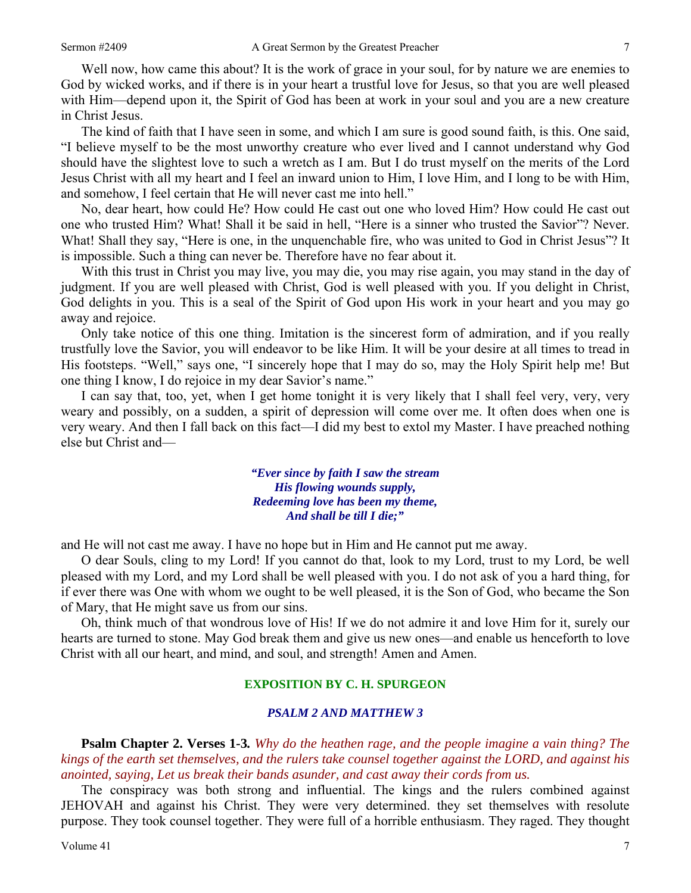Well now, how came this about? It is the work of grace in your soul, for by nature we are enemies to God by wicked works, and if there is in your heart a trustful love for Jesus, so that you are well pleased with Him—depend upon it, the Spirit of God has been at work in your soul and you are a new creature in Christ Jesus.

The kind of faith that I have seen in some, and which I am sure is good sound faith, is this. One said, "I believe myself to be the most unworthy creature who ever lived and I cannot understand why God should have the slightest love to such a wretch as I am. But I do trust myself on the merits of the Lord Jesus Christ with all my heart and I feel an inward union to Him, I love Him, and I long to be with Him, and somehow, I feel certain that He will never cast me into hell."

No, dear heart, how could He? How could He cast out one who loved Him? How could He cast out one who trusted Him? What! Shall it be said in hell, "Here is a sinner who trusted the Savior"? Never. What! Shall they say, "Here is one, in the unquenchable fire, who was united to God in Christ Jesus"? It is impossible. Such a thing can never be. Therefore have no fear about it.

With this trust in Christ you may live, you may die, you may rise again, you may stand in the day of judgment. If you are well pleased with Christ, God is well pleased with you. If you delight in Christ, God delights in you. This is a seal of the Spirit of God upon His work in your heart and you may go away and rejoice.

Only take notice of this one thing. Imitation is the sincerest form of admiration, and if you really trustfully love the Savior, you will endeavor to be like Him. It will be your desire at all times to tread in His footsteps. "Well," says one, "I sincerely hope that I may do so, may the Holy Spirit help me! But one thing I know, I do rejoice in my dear Savior's name."

I can say that, too, yet, when I get home tonight it is very likely that I shall feel very, very, very weary and possibly, on a sudden, a spirit of depression will come over me. It often does when one is very weary. And then I fall back on this fact—I did my best to extol my Master. I have preached nothing else but Christ and—

> ***"Ever since by faith I saw the stream***
> ***His flowing wounds supply,***
> ***Redeeming love has been my theme,***
> ***And shall be till I die;"***

and He will not cast me away. I have no hope but in Him and He cannot put me away.

O dear Souls, cling to my Lord! If you cannot do that, look to my Lord, trust to my Lord, be well pleased with my Lord, and my Lord shall be well pleased with you. I do not ask of you a hard thing, for if ever there was One with whom we ought to be well pleased, it is the Son of God, who became the Son of Mary, that He might save us from our sins.

Oh, think much of that wondrous love of His! If we do not admire it and love Him for it, surely our hearts are turned to stone. May God break them and give us new ones—and enable us henceforth to love Christ with all our heart, and mind, and soul, and strength! Amen and Amen.

## EXPOSITION BY C. H. SPURGEON

### *PSALM 2 AND MATTHEW 3*

**Psalm Chapter 2. Verses 1-3.** *Why do the heathen rage, and the people imagine a vain thing? The kings of the earth set themselves, and the rulers take counsel together against the LORD, and against his anointed, saying, Let us break their bands asunder, and cast away their cords from us.*

The conspiracy was both strong and influential. The kings and the rulers combined against JEHOVAH and against his Christ. They were very determined. they set themselves with resolute purpose. They took counsel together. They were full of a horrible enthusiasm. They raged. They thought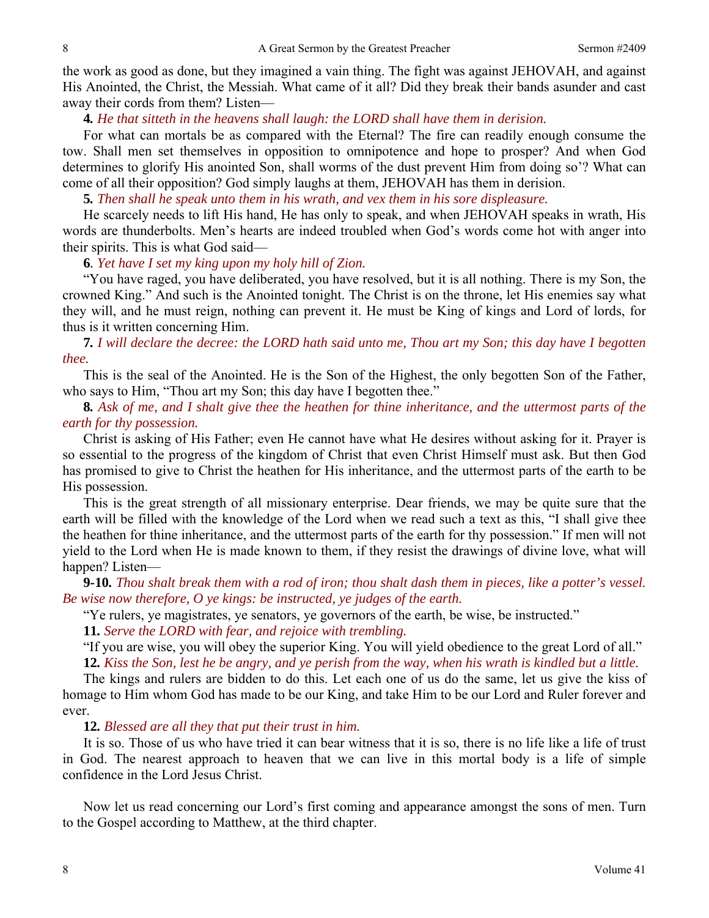the work as good as done, but they imagined a vain thing. The fight was against JEHOVAH, and against His Anointed, the Christ, the Messiah. What came of it all? Did they break their bands asunder and cast away their cords from them? Listen—

**4.** *He that sitteth in the heavens shall laugh: the LORD shall have them in derision.*

For what can mortals be as compared with the Eternal? The fire can readily enough consume the tow. Shall men set themselves in opposition to omnipotence and hope to prosper? And when God determines to glorify His anointed Son, shall worms of the dust prevent Him from doing so'? What can come of all their opposition? God simply laughs at them, JEHOVAH has them in derision.

**5.** *Then shall he speak unto them in his wrath, and vex them in his sore displeasure.*

He scarcely needs to lift His hand, He has only to speak, and when JEHOVAH speaks in wrath, His words are thunderbolts. Men's hearts are indeed troubled when God's words come hot with anger into their spirits. This is what God said—

**6**. *Yet have I set my king upon my holy hill of Zion.*

"You have raged, you have deliberated, you have resolved, but it is all nothing. There is my Son, the crowned King." And such is the Anointed tonight. The Christ is on the throne, let His enemies say what they will, and he must reign, nothing can prevent it. He must be King of kings and Lord of lords, for thus is it written concerning Him.

**7.** *I will declare the decree: the LORD hath said unto me, Thou art my Son; this day have I begotten thee.*

This is the seal of the Anointed. He is the Son of the Highest, the only begotten Son of the Father, who says to Him, "Thou art my Son; this day have I begotten thee."

**8.** *Ask of me, and I shalt give thee the heathen for thine inheritance, and the uttermost parts of the earth for thy possession.*

Christ is asking of His Father; even He cannot have what He desires without asking for it. Prayer is so essential to the progress of the kingdom of Christ that even Christ Himself must ask. But then God has promised to give to Christ the heathen for His inheritance, and the uttermost parts of the earth to be His possession.

This is the great strength of all missionary enterprise. Dear friends, we may be quite sure that the earth will be filled with the knowledge of the Lord when we read such a text as this, "I shall give thee the heathen for thine inheritance, and the uttermost parts of the earth for thy possession." If men will not yield to the Lord when He is made known to them, if they resist the drawings of divine love, what will happen? Listen—

**9-10.** *Thou shalt break them with a rod of iron; thou shalt dash them in pieces, like a potter's vessel. Be wise now therefore, O ye kings: be instructed, ye judges of the earth.*

"Ye rulers, ye magistrates, ye senators, ye governors of the earth, be wise, be instructed."

**11.** *Serve the LORD with fear, and rejoice with trembling.*

"If you are wise, you will obey the superior King. You will yield obedience to the great Lord of all."

**12.** *Kiss the Son, lest he be angry, and ye perish from the way, when his wrath is kindled but a little.*

The kings and rulers are bidden to do this. Let each one of us do the same, let us give the kiss of homage to Him whom God has made to be our King, and take Him to be our Lord and Ruler forever and ever.

**12.** *Blessed are all they that put their trust in him.*

It is so. Those of us who have tried it can bear witness that it is so, there is no life like a life of trust in God. The nearest approach to heaven that we can live in this mortal body is a life of simple confidence in the Lord Jesus Christ.

Now let us read concerning our Lord's first coming and appearance amongst the sons of men. Turn to the Gospel according to Matthew, at the third chapter.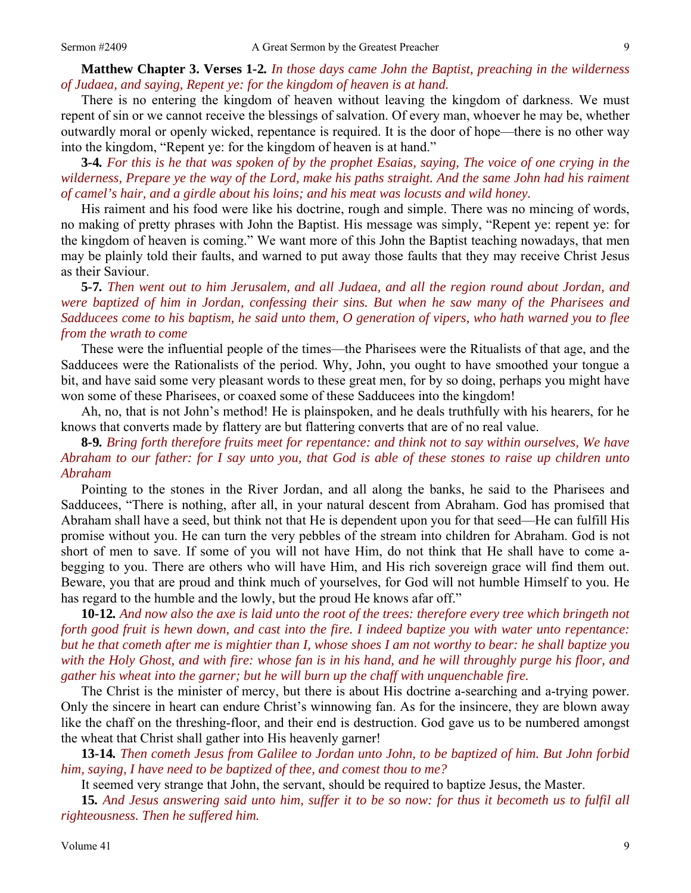**Matthew Chapter 3. Verses 1-2.** *In those days came John the Baptist, preaching in the wilderness of Judaea, and saying, Repent ye: for the kingdom of heaven is at hand.*

There is no entering the kingdom of heaven without leaving the kingdom of darkness. We must repent of sin or we cannot receive the blessings of salvation. Of every man, whoever he may be, whether outwardly moral or openly wicked, repentance is required. It is the door of hope—there is no other way into the kingdom, "Repent ye: for the kingdom of heaven is at hand."

**3-4.** *For this is he that was spoken of by the prophet Esaias, saying, The voice of one crying in the wilderness, Prepare ye the way of the Lord, make his paths straight. And the same John had his raiment of camel's hair, and a girdle about his loins; and his meat was locusts and wild honey.*

His raiment and his food were like his doctrine, rough and simple. There was no mincing of words, no making of pretty phrases with John the Baptist. His message was simply, "Repent ye: repent ye: for the kingdom of heaven is coming." We want more of this John the Baptist teaching nowadays, that men may be plainly told their faults, and warned to put away those faults that they may receive Christ Jesus as their Saviour.

**5-7.** *Then went out to him Jerusalem, and all Judaea, and all the region round about Jordan, and were baptized of him in Jordan, confessing their sins. But when he saw many of the Pharisees and Sadducees come to his baptism, he said unto them, O generation of vipers, who hath warned you to flee from the wrath to come*

These were the influential people of the times—the Pharisees were the Ritualists of that age, and the Sadducees were the Rationalists of the period. Why, John, you ought to have smoothed your tongue a bit, and have said some very pleasant words to these great men, for by so doing, perhaps you might have won some of these Pharisees, or coaxed some of these Sadducees into the kingdom!

Ah, no, that is not John's method! He is plainspoken, and he deals truthfully with his hearers, for he knows that converts made by flattery are but flattering converts that are of no real value.

**8-9.** *Bring forth therefore fruits meet for repentance: and think not to say within ourselves, We have Abraham to our father: for I say unto you, that God is able of these stones to raise up children unto Abraham*

Pointing to the stones in the River Jordan, and all along the banks, he said to the Pharisees and Sadducees, "There is nothing, after all, in your natural descent from Abraham. God has promised that Abraham shall have a seed, but think not that He is dependent upon you for that seed—He can fulfill His promise without you. He can turn the very pebbles of the stream into children for Abraham. God is not short of men to save. If some of you will not have Him, do not think that He shall have to come a-begging to you. There are others who will have Him, and His rich sovereign grace will find them out. Beware, you that are proud and think much of yourselves, for God will not humble Himself to you. He has regard to the humble and the lowly, but the proud He knows afar off."

**10-12.** *And now also the axe is laid unto the root of the trees: therefore every tree which bringeth not forth good fruit is hewn down, and cast into the fire. I indeed baptize you with water unto repentance: but he that cometh after me is mightier than I, whose shoes I am not worthy to bear: he shall baptize you with the Holy Ghost, and with fire: whose fan is in his hand, and he will throughly purge his floor, and gather his wheat into the garner; but he will burn up the chaff with unquenchable fire.*

The Christ is the minister of mercy, but there is about His doctrine a-searching and a-trying power. Only the sincere in heart can endure Christ's winnowing fan. As for the insincere, they are blown away like the chaff on the threshing-floor, and their end is destruction. God gave us to be numbered amongst the wheat that Christ shall gather into His heavenly garner!

**13-14.** *Then cometh Jesus from Galilee to Jordan unto John, to be baptized of him. But John forbid him, saying, I have need to be baptized of thee, and comest thou to me?*

It seemed very strange that John, the servant, should be required to baptize Jesus, the Master.

**15.** *And Jesus answering said unto him, suffer it to be so now: for thus it becometh us to fulfil all righteousness. Then he suffered him.*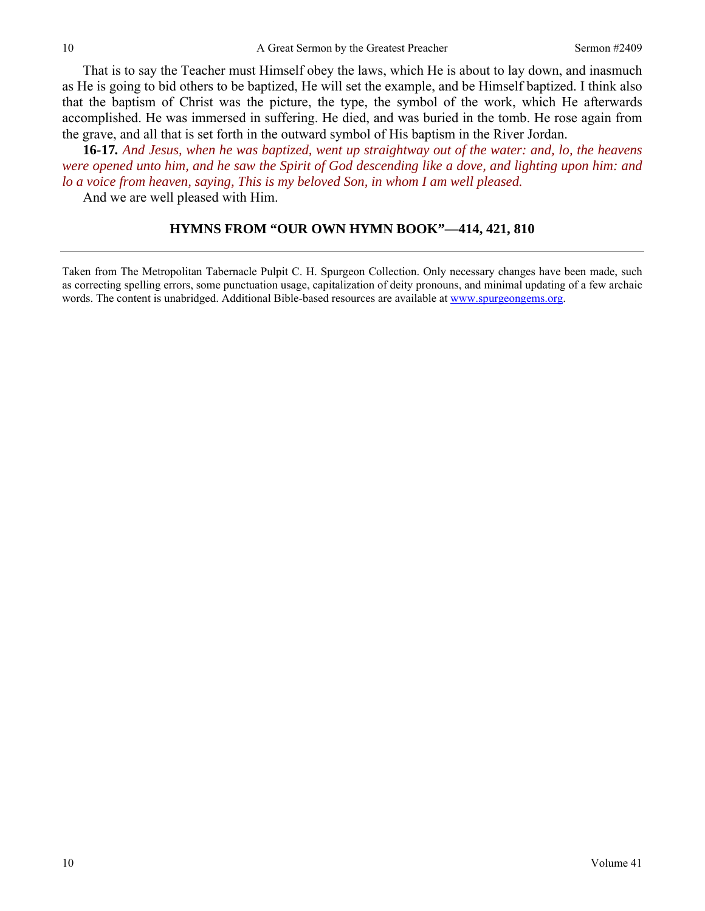That is to say the Teacher must Himself obey the laws, which He is about to lay down, and inasmuch as He is going to bid others to be baptized, He will set the example, and be Himself baptized. I think also that the baptism of Christ was the picture, the type, the symbol of the work, which He afterwards accomplished. He was immersed in suffering. He died, and was buried in the tomb. He rose again from the grave, and all that is set forth in the outward symbol of His baptism in the River Jordan.

**16-17.** *And Jesus, when he was baptized, went up straightway out of the water: and, lo, the heavens were opened unto him, and he saw the Spirit of God descending like a dove, and lighting upon him: and lo a voice from heaven, saying, This is my beloved Son, in whom I am well pleased.*

And we are well pleased with Him.

## HYMNS FROM "OUR OWN HYMN BOOK"—414, 421, 810

---

Taken from The Metropolitan Tabernacle Pulpit C. H. Spurgeon Collection. Only necessary changes have been made, such as correcting spelling errors, some punctuation usage, capitalization of deity pronouns, and minimal updating of a few archaic words. The content is unabridged. Additional Bible-based resources are available at www.spurgeongems.org.